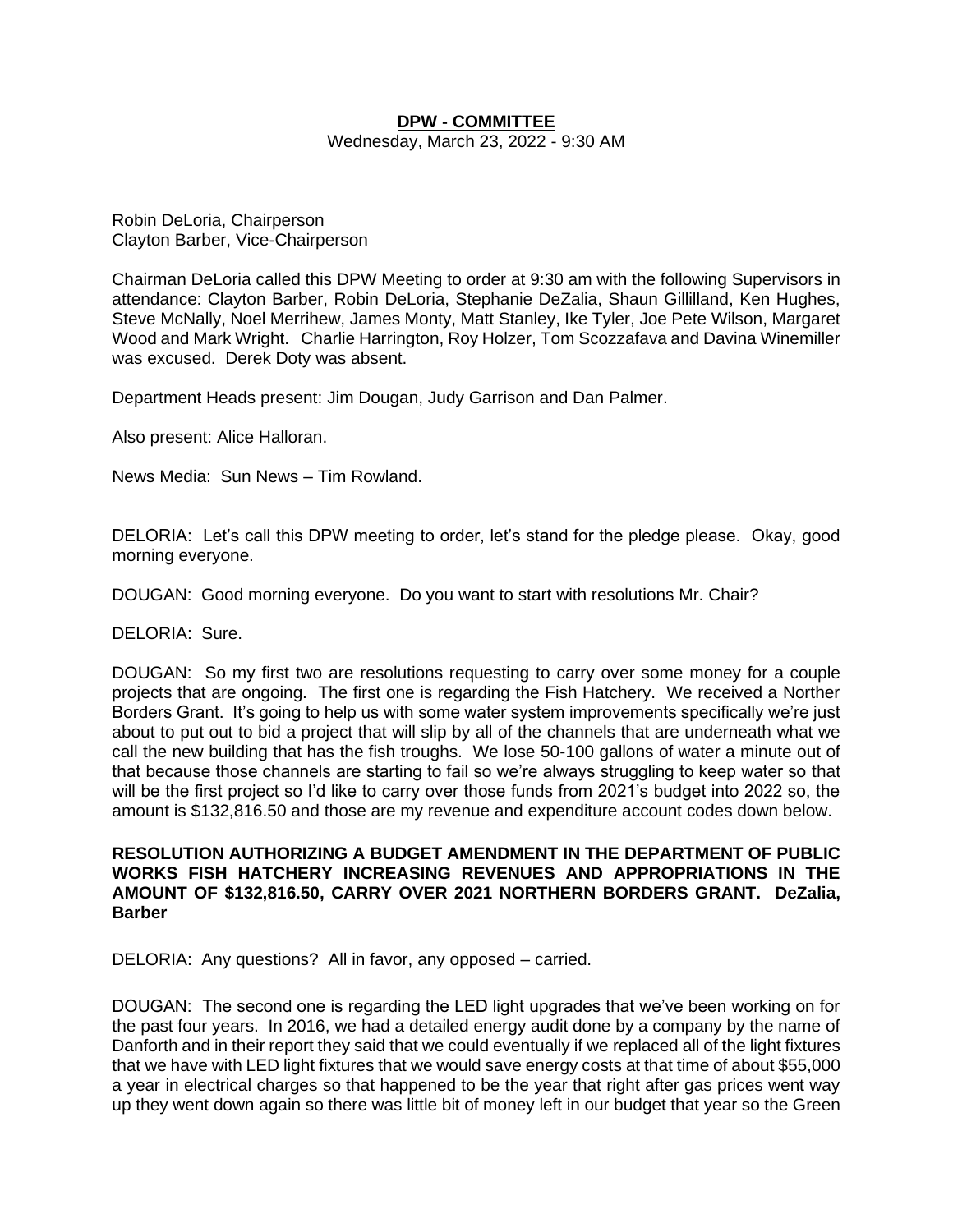**DPW - COMMITTEE**

Wednesday, March 23, 2022 - 9:30 AM

Robin DeLoria, Chairperson
Clayton Barber, Vice-Chairperson

Chairman DeLoria called this DPW Meeting to order at 9:30 am with the following Supervisors in attendance: Clayton Barber, Robin DeLoria, Stephanie DeZalia, Shaun Gillilland, Ken Hughes, Steve McNally, Noel Merrihew, James Monty, Matt Stanley, Ike Tyler, Joe Pete Wilson, Margaret Wood and Mark Wright. Charlie Harrington, Roy Holzer, Tom Scozzafava and Davina Winemiller was excused. Derek Doty was absent.

Department Heads present: Jim Dougan, Judy Garrison and Dan Palmer.

Also present: Alice Halloran.

News Media: Sun News – Tim Rowland.

DELORIA: Let's call this DPW meeting to order, let's stand for the pledge please. Okay, good morning everyone.

DOUGAN: Good morning everyone. Do you want to start with resolutions Mr. Chair?

DELORIA: Sure.

DOUGAN: So my first two are resolutions requesting to carry over some money for a couple projects that are ongoing. The first one is regarding the Fish Hatchery. We received a Norther Borders Grant. It's going to help us with some water system improvements specifically we're just about to put out to bid a project that will slip by all of the channels that are underneath what we call the new building that has the fish troughs. We lose 50-100 gallons of water a minute out of that because those channels are starting to fail so we're always struggling to keep water so that will be the first project so I'd like to carry over those funds from 2021's budget into 2022 so, the amount is $132,816.50 and those are my revenue and expenditure account codes down below.

**RESOLUTION AUTHORIZING A BUDGET AMENDMENT IN THE DEPARTMENT OF PUBLIC WORKS FISH HATCHERY INCREASING REVENUES AND APPROPRIATIONS IN THE AMOUNT OF $132,816.50, CARRY OVER 2021 NORTHERN BORDERS GRANT. DeZalia, Barber**

DELORIA: Any questions? All in favor, any opposed – carried.

DOUGAN: The second one is regarding the LED light upgrades that we've been working on for the past four years. In 2016, we had a detailed energy audit done by a company by the name of Danforth and in their report they said that we could eventually if we replaced all of the light fixtures that we have with LED light fixtures that we would save energy costs at that time of about $55,000 a year in electrical charges so that happened to be the year that right after gas prices went way up they went down again so there was little bit of money left in our budget that year so the Green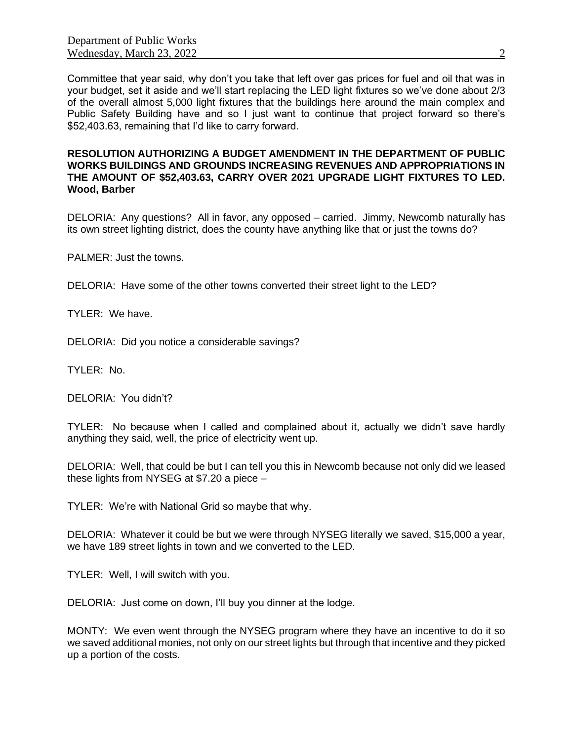Committee that year said, why don't you take that left over gas prices for fuel and oil that was in your budget, set it aside and we'll start replacing the LED light fixtures so we've done about 2/3 of the overall almost 5,000 light fixtures that the buildings here around the main complex and Public Safety Building have and so I just want to continue that project forward so there's $52,403.63, remaining that I'd like to carry forward.

**RESOLUTION AUTHORIZING A BUDGET AMENDMENT IN THE DEPARTMENT OF PUBLIC WORKS BUILDINGS AND GROUNDS INCREASING REVENUES AND APPROPRIATIONS IN THE AMOUNT OF $52,403.63, CARRY OVER 2021 UPGRADE LIGHT FIXTURES TO LED. Wood, Barber**

DELORIA: Any questions? All in favor, any opposed – carried. Jimmy, Newcomb naturally has its own street lighting district, does the county have anything like that or just the towns do?

PALMER: Just the towns.

DELORIA: Have some of the other towns converted their street light to the LED?

TYLER: We have.

DELORIA: Did you notice a considerable savings?

TYLER: No.

DELORIA: You didn't?

TYLER: No because when I called and complained about it, actually we didn't save hardly anything they said, well, the price of electricity went up.

DELORIA: Well, that could be but I can tell you this in Newcomb because not only did we leased these lights from NYSEG at $7.20 a piece –

TYLER: We're with National Grid so maybe that why.

DELORIA: Whatever it could be but we were through NYSEG literally we saved, $15,000 a year, we have 189 street lights in town and we converted to the LED.

TYLER: Well, I will switch with you.

DELORIA: Just come on down, I'll buy you dinner at the lodge.

MONTY: We even went through the NYSEG program where they have an incentive to do it so we saved additional monies, not only on our street lights but through that incentive and they picked up a portion of the costs.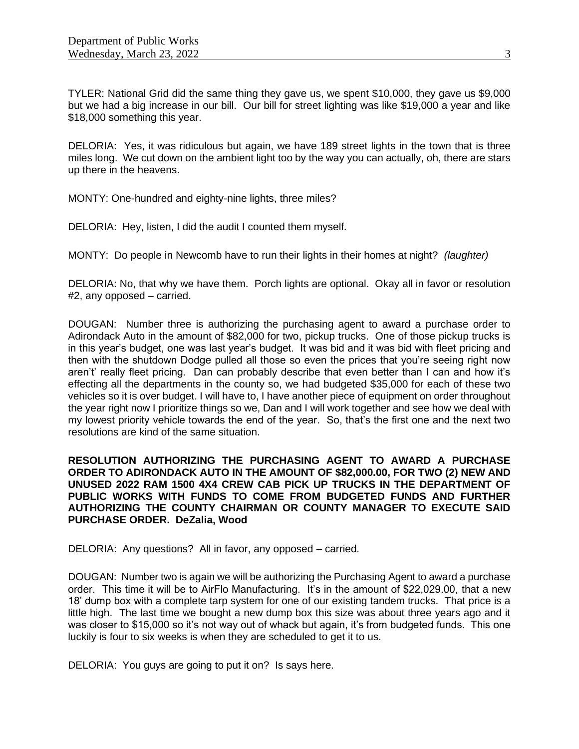TYLER: National Grid did the same thing they gave us, we spent $10,000, they gave us $9,000 but we had a big increase in our bill. Our bill for street lighting was like $19,000 a year and like $18,000 something this year.

DELORIA: Yes, it was ridiculous but again, we have 189 street lights in the town that is three miles long. We cut down on the ambient light too by the way you can actually, oh, there are stars up there in the heavens.

MONTY: One-hundred and eighty-nine lights, three miles?

DELORIA: Hey, listen, I did the audit I counted them myself.

MONTY: Do people in Newcomb have to run their lights in their homes at night? *(laughter)*

DELORIA: No, that why we have them. Porch lights are optional. Okay all in favor or resolution #2, any opposed – carried.

DOUGAN: Number three is authorizing the purchasing agent to award a purchase order to Adirondack Auto in the amount of $82,000 for two, pickup trucks. One of those pickup trucks is in this year's budget, one was last year's budget. It was bid and it was bid with fleet pricing and then with the shutdown Dodge pulled all those so even the prices that you're seeing right now aren't' really fleet pricing. Dan can probably describe that even better than I can and how it's effecting all the departments in the county so, we had budgeted $35,000 for each of these two vehicles so it is over budget. I will have to, I have another piece of equipment on order throughout the year right now I prioritize things so we, Dan and I will work together and see how we deal with my lowest priority vehicle towards the end of the year. So, that's the first one and the next two resolutions are kind of the same situation.

**RESOLUTION AUTHORIZING THE PURCHASING AGENT TO AWARD A PURCHASE ORDER TO ADIRONDACK AUTO IN THE AMOUNT OF $82,000.00, FOR TWO (2) NEW AND UNUSED 2022 RAM 1500 4X4 CREW CAB PICK UP TRUCKS IN THE DEPARTMENT OF PUBLIC WORKS WITH FUNDS TO COME FROM BUDGETED FUNDS AND FURTHER AUTHORIZING THE COUNTY CHAIRMAN OR COUNTY MANAGER TO EXECUTE SAID PURCHASE ORDER. DeZalia, Wood**

DELORIA: Any questions? All in favor, any opposed – carried.

DOUGAN: Number two is again we will be authorizing the Purchasing Agent to award a purchase order. This time it will be to AirFlo Manufacturing. It's in the amount of $22,029.00, that a new 18' dump box with a complete tarp system for one of our existing tandem trucks. That price is a little high. The last time we bought a new dump box this size was about three years ago and it was closer to $15,000 so it's not way out of whack but again, it's from budgeted funds. This one luckily is four to six weeks is when they are scheduled to get it to us.

DELORIA: You guys are going to put it on? Is says here.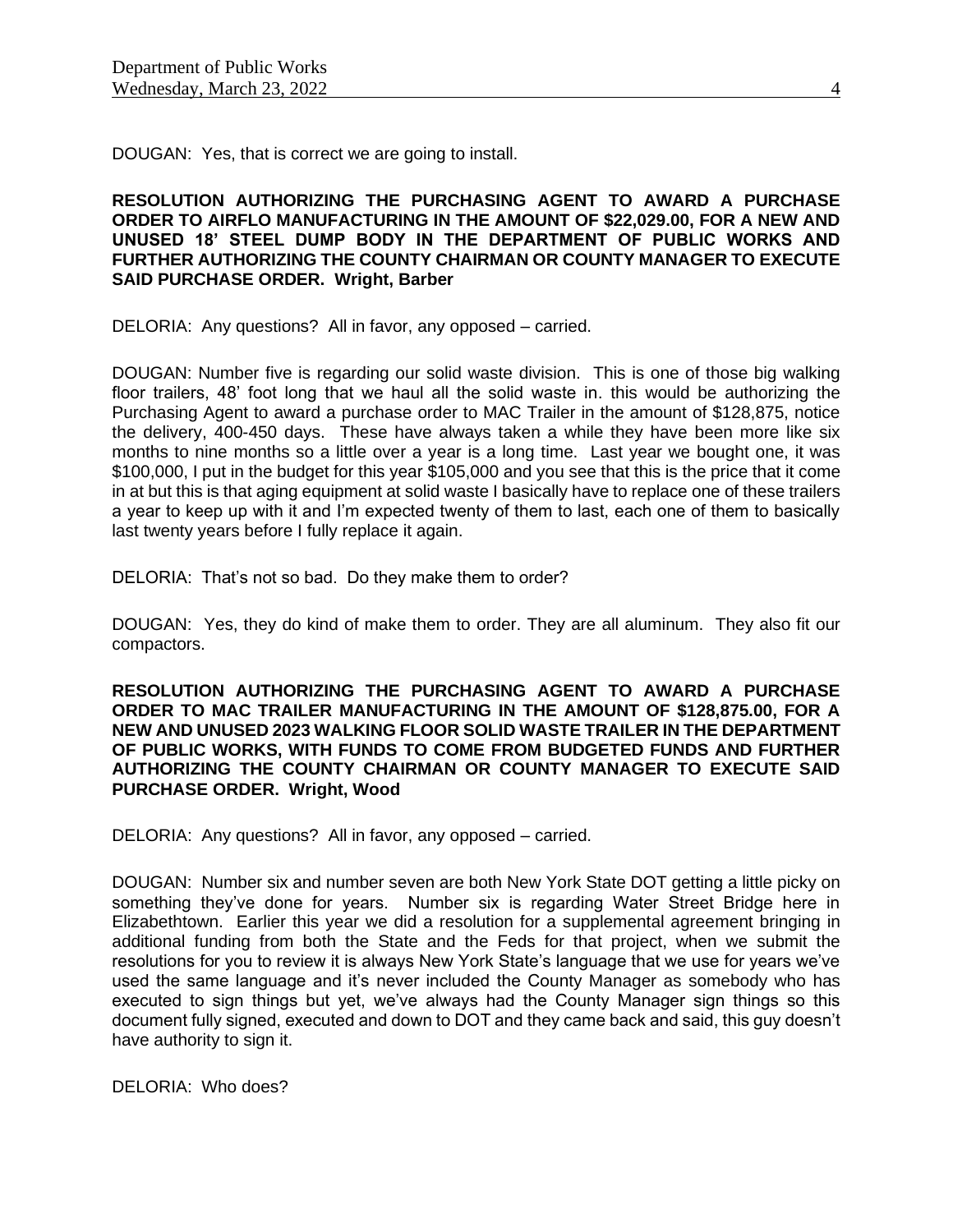DOUGAN: Yes, that is correct we are going to install.

**RESOLUTION AUTHORIZING THE PURCHASING AGENT TO AWARD A PURCHASE ORDER TO AIRFLO MANUFACTURING IN THE AMOUNT OF $22,029.00, FOR A NEW AND UNUSED 18' STEEL DUMP BODY IN THE DEPARTMENT OF PUBLIC WORKS AND FURTHER AUTHORIZING THE COUNTY CHAIRMAN OR COUNTY MANAGER TO EXECUTE SAID PURCHASE ORDER. Wright, Barber**

DELORIA: Any questions? All in favor, any opposed – carried.

DOUGAN: Number five is regarding our solid waste division. This is one of those big walking floor trailers, 48' foot long that we haul all the solid waste in. this would be authorizing the Purchasing Agent to award a purchase order to MAC Trailer in the amount of $128,875, notice the delivery, 400-450 days. These have always taken a while they have been more like six months to nine months so a little over a year is a long time. Last year we bought one, it was $100,000, I put in the budget for this year $105,000 and you see that this is the price that it come in at but this is that aging equipment at solid waste I basically have to replace one of these trailers a year to keep up with it and I'm expected twenty of them to last, each one of them to basically last twenty years before I fully replace it again.

DELORIA: That's not so bad. Do they make them to order?

DOUGAN: Yes, they do kind of make them to order. They are all aluminum. They also fit our compactors.

**RESOLUTION AUTHORIZING THE PURCHASING AGENT TO AWARD A PURCHASE ORDER TO MAC TRAILER MANUFACTURING IN THE AMOUNT OF $128,875.00, FOR A NEW AND UNUSED 2023 WALKING FLOOR SOLID WASTE TRAILER IN THE DEPARTMENT OF PUBLIC WORKS, WITH FUNDS TO COME FROM BUDGETED FUNDS AND FURTHER AUTHORIZING THE COUNTY CHAIRMAN OR COUNTY MANAGER TO EXECUTE SAID PURCHASE ORDER. Wright, Wood**

DELORIA: Any questions? All in favor, any opposed – carried.

DOUGAN: Number six and number seven are both New York State DOT getting a little picky on something they've done for years. Number six is regarding Water Street Bridge here in Elizabethtown. Earlier this year we did a resolution for a supplemental agreement bringing in additional funding from both the State and the Feds for that project, when we submit the resolutions for you to review it is always New York State's language that we use for years we've used the same language and it's never included the County Manager as somebody who has executed to sign things but yet, we've always had the County Manager sign things so this document fully signed, executed and down to DOT and they came back and said, this guy doesn't have authority to sign it.

DELORIA: Who does?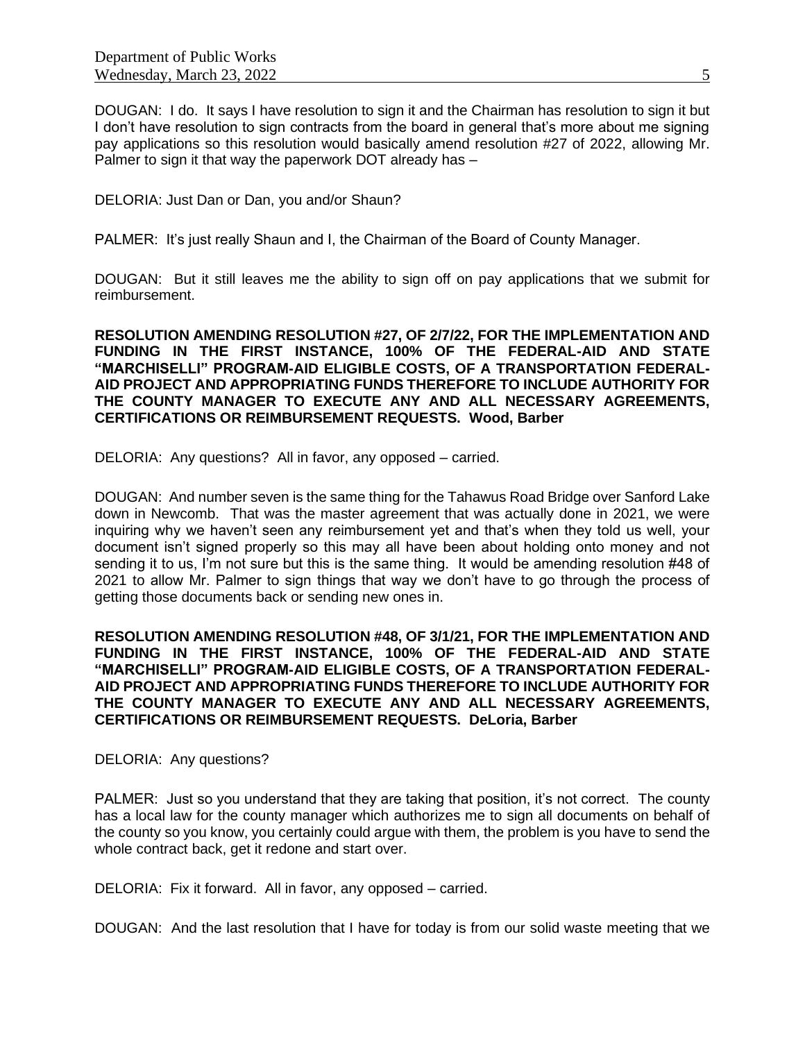DOUGAN: I do. It says I have resolution to sign it and the Chairman has resolution to sign it but I don't have resolution to sign contracts from the board in general that's more about me signing pay applications so this resolution would basically amend resolution #27 of 2022, allowing Mr. Palmer to sign it that way the paperwork DOT already has –

DELORIA: Just Dan or Dan, you and/or Shaun?

PALMER: It's just really Shaun and I, the Chairman of the Board of County Manager.

DOUGAN: But it still leaves me the ability to sign off on pay applications that we submit for reimbursement.

**RESOLUTION AMENDING RESOLUTION #27, OF 2/7/22, FOR THE IMPLEMENTATION AND FUNDING IN THE FIRST INSTANCE, 100% OF THE FEDERAL-AID AND STATE "MARCHISELLI" PROGRAM-AID ELIGIBLE COSTS, OF A TRANSPORTATION FEDERAL-AID PROJECT AND APPROPRIATING FUNDS THEREFORE TO INCLUDE AUTHORITY FOR THE COUNTY MANAGER TO EXECUTE ANY AND ALL NECESSARY AGREEMENTS, CERTIFICATIONS OR REIMBURSEMENT REQUESTS. Wood, Barber**

DELORIA: Any questions? All in favor, any opposed – carried.

DOUGAN: And number seven is the same thing for the Tahawus Road Bridge over Sanford Lake down in Newcomb. That was the master agreement that was actually done in 2021, we were inquiring why we haven't seen any reimbursement yet and that's when they told us well, your document isn't signed properly so this may all have been about holding onto money and not sending it to us, I'm not sure but this is the same thing. It would be amending resolution #48 of 2021 to allow Mr. Palmer to sign things that way we don't have to go through the process of getting those documents back or sending new ones in.

**RESOLUTION AMENDING RESOLUTION #48, OF 3/1/21, FOR THE IMPLEMENTATION AND FUNDING IN THE FIRST INSTANCE, 100% OF THE FEDERAL-AID AND STATE "MARCHISELLI" PROGRAM-AID ELIGIBLE COSTS, OF A TRANSPORTATION FEDERAL-AID PROJECT AND APPROPRIATING FUNDS THEREFORE TO INCLUDE AUTHORITY FOR THE COUNTY MANAGER TO EXECUTE ANY AND ALL NECESSARY AGREEMENTS, CERTIFICATIONS OR REIMBURSEMENT REQUESTS. DeLoria, Barber**

DELORIA: Any questions?

PALMER: Just so you understand that they are taking that position, it's not correct. The county has a local law for the county manager which authorizes me to sign all documents on behalf of the county so you know, you certainly could argue with them, the problem is you have to send the whole contract back, get it redone and start over.

DELORIA: Fix it forward. All in favor, any opposed – carried.

DOUGAN: And the last resolution that I have for today is from our solid waste meeting that we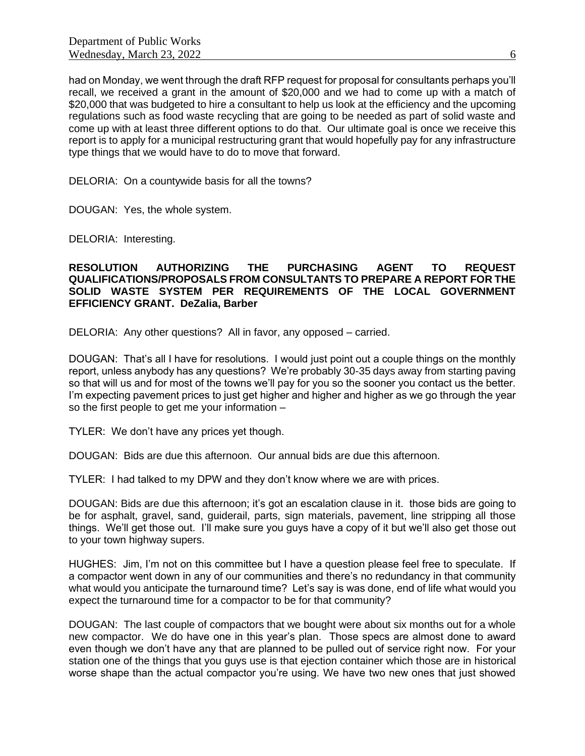had on Monday, we went through the draft RFP request for proposal for consultants perhaps you'll recall, we received a grant in the amount of $20,000 and we had to come up with a match of $20,000 that was budgeted to hire a consultant to help us look at the efficiency and the upcoming regulations such as food waste recycling that are going to be needed as part of solid waste and come up with at least three different options to do that. Our ultimate goal is once we receive this report is to apply for a municipal restructuring grant that would hopefully pay for any infrastructure type things that we would have to do to move that forward.

DELORIA: On a countywide basis for all the towns?

DOUGAN: Yes, the whole system.

DELORIA: Interesting.

**RESOLUTION AUTHORIZING THE PURCHASING AGENT TO REQUEST QUALIFICATIONS/PROPOSALS FROM CONSULTANTS TO PREPARE A REPORT FOR THE SOLID WASTE SYSTEM PER REQUIREMENTS OF THE LOCAL GOVERNMENT EFFICIENCY GRANT. DeZalia, Barber**

DELORIA: Any other questions? All in favor, any opposed – carried.

DOUGAN: That's all I have for resolutions. I would just point out a couple things on the monthly report, unless anybody has any questions? We're probably 30-35 days away from starting paving so that will us and for most of the towns we'll pay for you so the sooner you contact us the better. I'm expecting pavement prices to just get higher and higher and higher as we go through the year so the first people to get me your information –

TYLER: We don't have any prices yet though.

DOUGAN: Bids are due this afternoon. Our annual bids are due this afternoon.

TYLER: I had talked to my DPW and they don't know where we are with prices.

DOUGAN: Bids are due this afternoon; it's got an escalation clause in it. those bids are going to be for asphalt, gravel, sand, guiderail, parts, sign materials, pavement, line stripping all those things. We'll get those out. I'll make sure you guys have a copy of it but we'll also get those out to your town highway supers.

HUGHES: Jim, I'm not on this committee but I have a question please feel free to speculate. If a compactor went down in any of our communities and there's no redundancy in that community what would you anticipate the turnaround time? Let's say is was done, end of life what would you expect the turnaround time for a compactor to be for that community?

DOUGAN: The last couple of compactors that we bought were about six months out for a whole new compactor. We do have one in this year's plan. Those specs are almost done to award even though we don't have any that are planned to be pulled out of service right now. For your station one of the things that you guys use is that ejection container which those are in historical worse shape than the actual compactor you're using. We have two new ones that just showed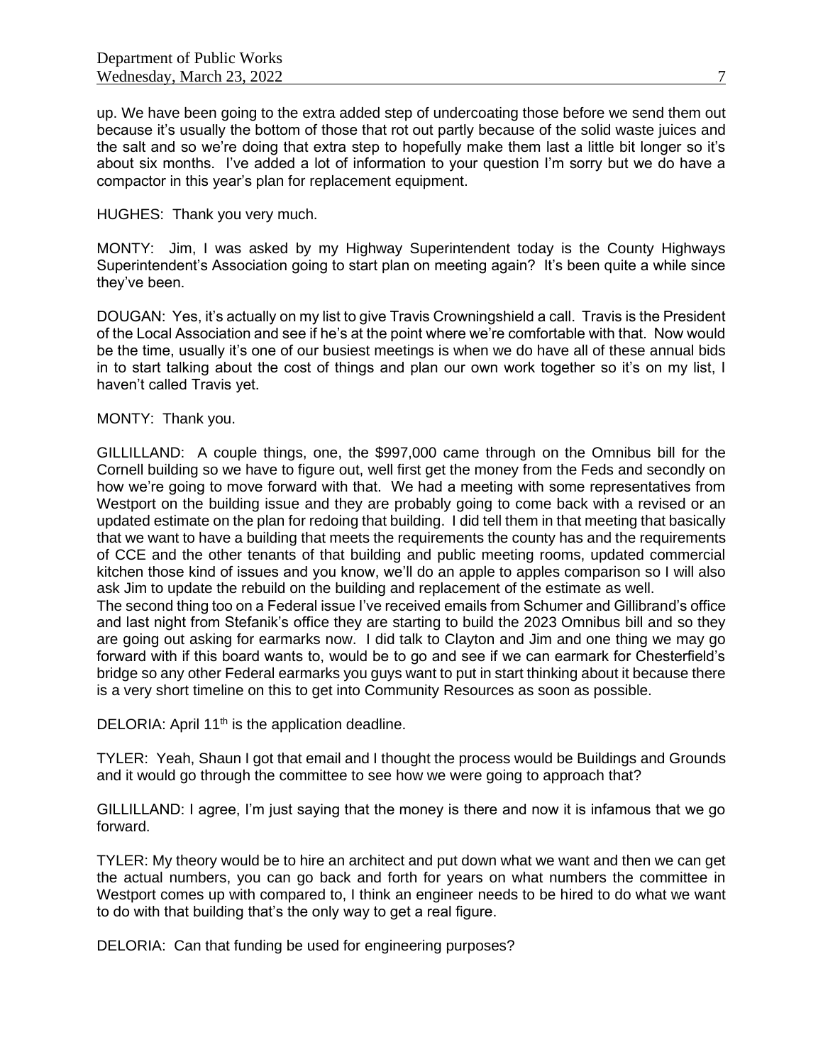up. We have been going to the extra added step of undercoating those before we send them out because it's usually the bottom of those that rot out partly because of the solid waste juices and the salt and so we're doing that extra step to hopefully make them last a little bit longer so it's about six months. I've added a lot of information to your question I'm sorry but we do have a compactor in this year's plan for replacement equipment.

HUGHES: Thank you very much.

MONTY: Jim, I was asked by my Highway Superintendent today is the County Highways Superintendent's Association going to start plan on meeting again? It's been quite a while since they've been.

DOUGAN: Yes, it's actually on my list to give Travis Crowningshield a call. Travis is the President of the Local Association and see if he's at the point where we're comfortable with that. Now would be the time, usually it's one of our busiest meetings is when we do have all of these annual bids in to start talking about the cost of things and plan our own work together so it's on my list, I haven't called Travis yet.

MONTY: Thank you.

GILLILLAND: A couple things, one, the $997,000 came through on the Omnibus bill for the Cornell building so we have to figure out, well first get the money from the Feds and secondly on how we're going to move forward with that. We had a meeting with some representatives from Westport on the building issue and they are probably going to come back with a revised or an updated estimate on the plan for redoing that building. I did tell them in that meeting that basically that we want to have a building that meets the requirements the county has and the requirements of CCE and the other tenants of that building and public meeting rooms, updated commercial kitchen those kind of issues and you know, we'll do an apple to apples comparison so I will also ask Jim to update the rebuild on the building and replacement of the estimate as well.
The second thing too on a Federal issue I've received emails from Schumer and Gillibrand's office and last night from Stefanik's office they are starting to build the 2023 Omnibus bill and so they are going out asking for earmarks now. I did talk to Clayton and Jim and one thing we may go forward with if this board wants to, would be to go and see if we can earmark for Chesterfield's bridge so any other Federal earmarks you guys want to put in start thinking about it because there is a very short timeline on this to get into Community Resources as soon as possible.

DELORIA: April 11th is the application deadline.

TYLER: Yeah, Shaun I got that email and I thought the process would be Buildings and Grounds and it would go through the committee to see how we were going to approach that?

GILLILLAND: I agree, I'm just saying that the money is there and now it is infamous that we go forward.

TYLER: My theory would be to hire an architect and put down what we want and then we can get the actual numbers, you can go back and forth for years on what numbers the committee in Westport comes up with compared to, I think an engineer needs to be hired to do what we want to do with that building that's the only way to get a real figure.

DELORIA: Can that funding be used for engineering purposes?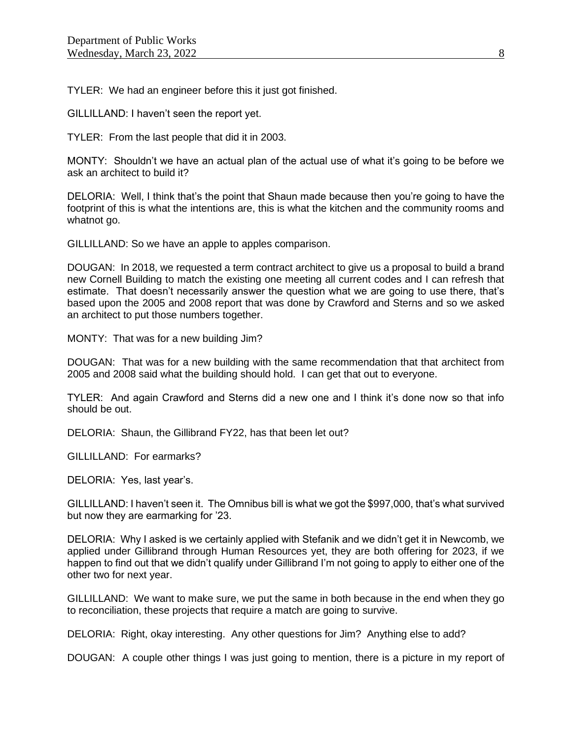TYLER: We had an engineer before this it just got finished.

GILLILLAND: I haven't seen the report yet.

TYLER: From the last people that did it in 2003.

MONTY: Shouldn't we have an actual plan of the actual use of what it's going to be before we ask an architect to build it?

DELORIA: Well, I think that's the point that Shaun made because then you're going to have the footprint of this is what the intentions are, this is what the kitchen and the community rooms and whatnot go.

GILLILLAND: So we have an apple to apples comparison.

DOUGAN: In 2018, we requested a term contract architect to give us a proposal to build a brand new Cornell Building to match the existing one meeting all current codes and I can refresh that estimate. That doesn't necessarily answer the question what we are going to use there, that's based upon the 2005 and 2008 report that was done by Crawford and Sterns and so we asked an architect to put those numbers together.

MONTY: That was for a new building Jim?

DOUGAN: That was for a new building with the same recommendation that that architect from 2005 and 2008 said what the building should hold. I can get that out to everyone.

TYLER: And again Crawford and Sterns did a new one and I think it's done now so that info should be out.

DELORIA: Shaun, the Gillibrand FY22, has that been let out?

GILLILLAND: For earmarks?

DELORIA: Yes, last year's.

GILLILLAND: I haven't seen it. The Omnibus bill is what we got the $997,000, that's what survived but now they are earmarking for '23.

DELORIA: Why I asked is we certainly applied with Stefanik and we didn't get it in Newcomb, we applied under Gillibrand through Human Resources yet, they are both offering for 2023, if we happen to find out that we didn't qualify under Gillibrand I'm not going to apply to either one of the other two for next year.

GILLILLAND: We want to make sure, we put the same in both because in the end when they go to reconciliation, these projects that require a match are going to survive.

DELORIA: Right, okay interesting. Any other questions for Jim? Anything else to add?

DOUGAN: A couple other things I was just going to mention, there is a picture in my report of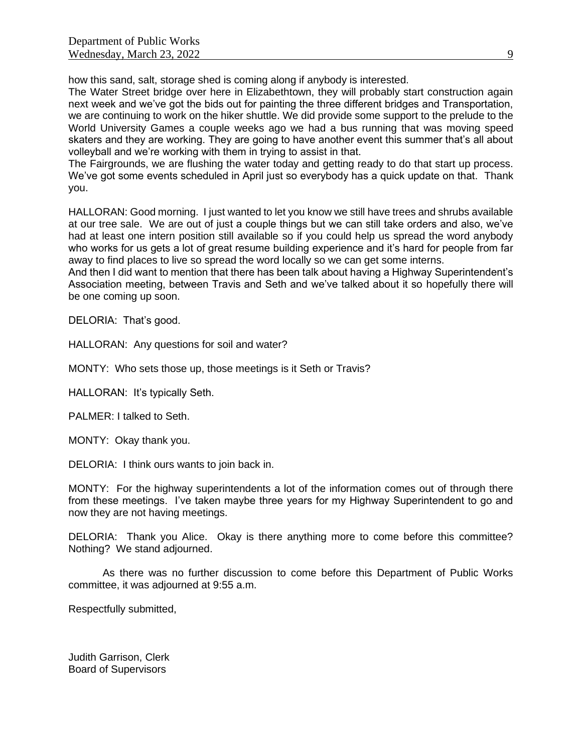how this sand, salt, storage shed is coming along if anybody is interested.

The Water Street bridge over here in Elizabethtown, they will probably start construction again next week and we've got the bids out for painting the three different bridges and Transportation, we are continuing to work on the hiker shuttle. We did provide some support to the prelude to the World University Games a couple weeks ago we had a bus running that was moving speed skaters and they are working. They are going to have another event this summer that's all about volleyball and we're working with them in trying to assist in that.

The Fairgrounds, we are flushing the water today and getting ready to do that start up process. We've got some events scheduled in April just so everybody has a quick update on that. Thank you.

HALLORAN: Good morning. I just wanted to let you know we still have trees and shrubs available at our tree sale. We are out of just a couple things but we can still take orders and also, we've had at least one intern position still available so if you could help us spread the word anybody who works for us gets a lot of great resume building experience and it's hard for people from far away to find places to live so spread the word locally so we can get some interns.

And then I did want to mention that there has been talk about having a Highway Superintendent's Association meeting, between Travis and Seth and we've talked about it so hopefully there will be one coming up soon.

DELORIA: That's good.

HALLORAN: Any questions for soil and water?

MONTY: Who sets those up, those meetings is it Seth or Travis?

HALLORAN: It's typically Seth.

PALMER: I talked to Seth.

MONTY: Okay thank you.

DELORIA: I think ours wants to join back in.

MONTY: For the highway superintendents a lot of the information comes out of through there from these meetings. I've taken maybe three years for my Highway Superintendent to go and now they are not having meetings.

DELORIA: Thank you Alice. Okay is there anything more to come before this committee? Nothing? We stand adjourned.

As there was no further discussion to come before this Department of Public Works committee, it was adjourned at 9:55 a.m.

Respectfully submitted,

Judith Garrison, Clerk
Board of Supervisors